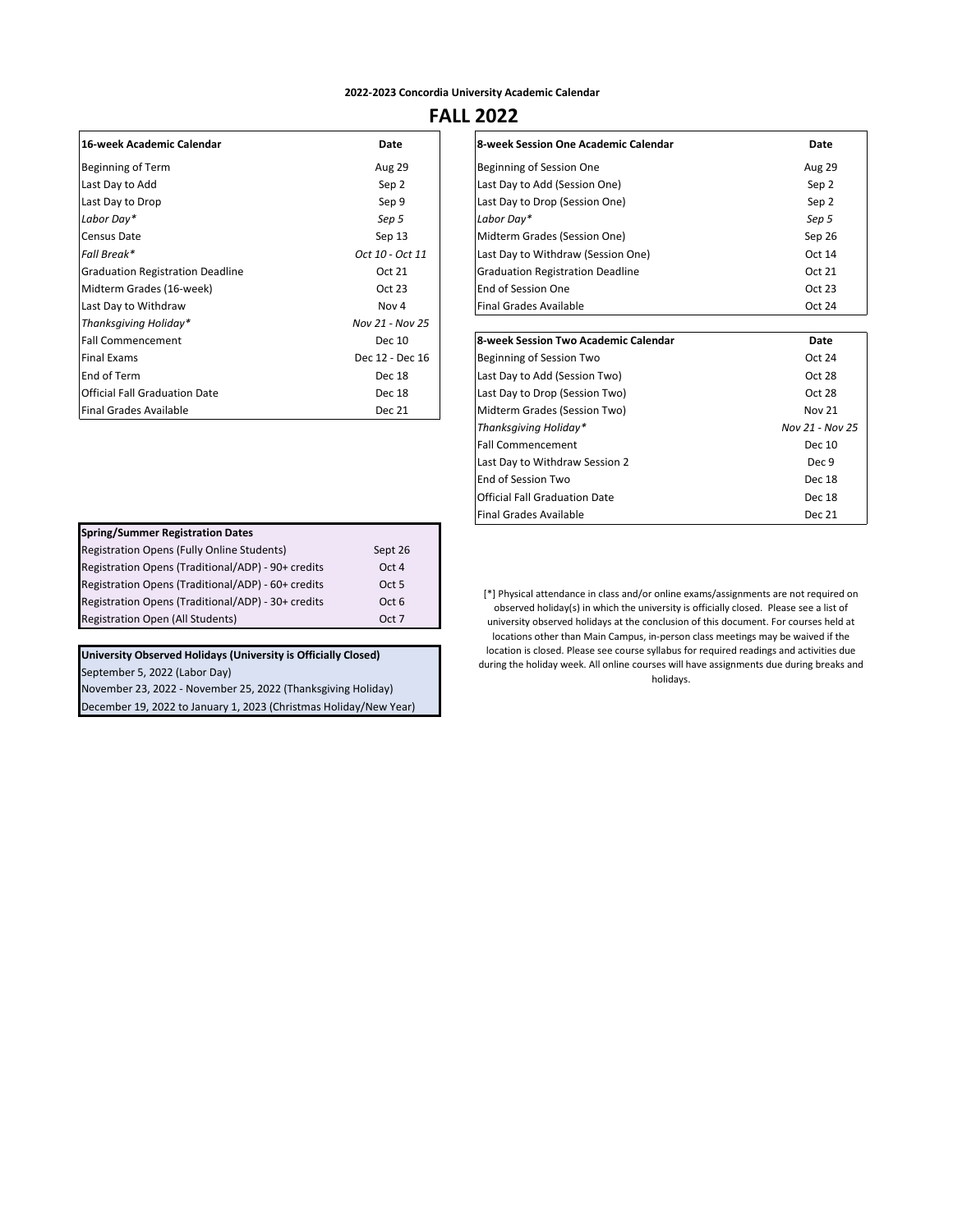**2022-2023 Concordia University Academic Calendar**

# FALL 2022

| 16-week Academic Calendar | Date |
|---|---|
| Beginning of Term | Aug 29 |
| Last Day to Add | Sep 2 |
| Last Day to Drop | Sep 9 |
| *Labor Day** | *Sep 5* |
| Census Date | Sep 13 |
| *Fall Break** | *Oct 10 - Oct 11* |
| Graduation Registration Deadline | Oct 21 |
| Midterm Grades (16-week) | Oct 23 |
| Last Day to Withdraw | Nov 4 |
| *Thanksgiving Holiday** | *Nov 21 - Nov 25* |
| Fall Commencement | Dec 10 |
| Final Exams | Dec 12 - Dec 16 |
| End of Term | Dec 18 |
| Official Fall Graduation Date | Dec 18 |
| Final Grades Available | Dec 21 |

| 8-week Session One Academic Calendar | Date |
|---|---|
| Beginning of Session One | Aug 29 |
| Last Day to Add (Session One) | Sep 2 |
| Last Day to Drop (Session One) | Sep 2 |
| *Labor Day** | *Sep 5* |
| Midterm Grades (Session One) | Sep 26 |
| Last Day to Withdraw (Session One) | Oct 14 |
| Graduation Registration Deadline | Oct 21 |
| End of Session One | Oct 23 |
| Final Grades Available | Oct 24 |

| 8-week Session Two Academic Calendar | Date |
|---|---|
| Beginning of Session Two | Oct 24 |
| Last Day to Add (Session Two) | Oct 28 |
| Last Day to Drop (Session Two) | Oct 28 |
| Midterm Grades (Session Two) | Nov 21 |
| *Thanksgiving Holiday** | *Nov 21 - Nov 25* |
| Fall Commencement | Dec 10 |
| Last Day to Withdraw Session 2 | Dec 9 |
| End of Session Two | Dec 18 |
| Official Fall Graduation Date | Dec 18 |
| Final Grades Available | Dec 21 |

| Spring/Summer Registration Dates | |
|---|---|
| Registration Opens (Fully Online Students) | Sept 26 |
| Registration Opens (Traditional/ADP) - 90+ credits | Oct 4 |
| Registration Opens (Traditional/ADP) - 60+ credits | Oct 5 |
| Registration Opens (Traditional/ADP) - 30+ credits | Oct 6 |
| Registration Open (All Students) | Oct 7 |

| University Observed Holidays (University is Officially Closed) |
|---|
| September 5, 2022 (Labor Day) |
| November 23, 2022 - November 25, 2022 (Thanksgiving Holiday) |
| December 19, 2022 to January 1, 2023 (Christmas Holiday/New Year) |

[*] Physical attendance in class and/or online exams/assignments are not required on observed holiday(s) in which the university is officially closed. Please see a list of university observed holidays at the conclusion of this document. For courses held at locations other than Main Campus, in-person class meetings may be waived if the location is closed. Please see course syllabus for required readings and activities due during the holiday week. All online courses will have assignments due during breaks and holidays.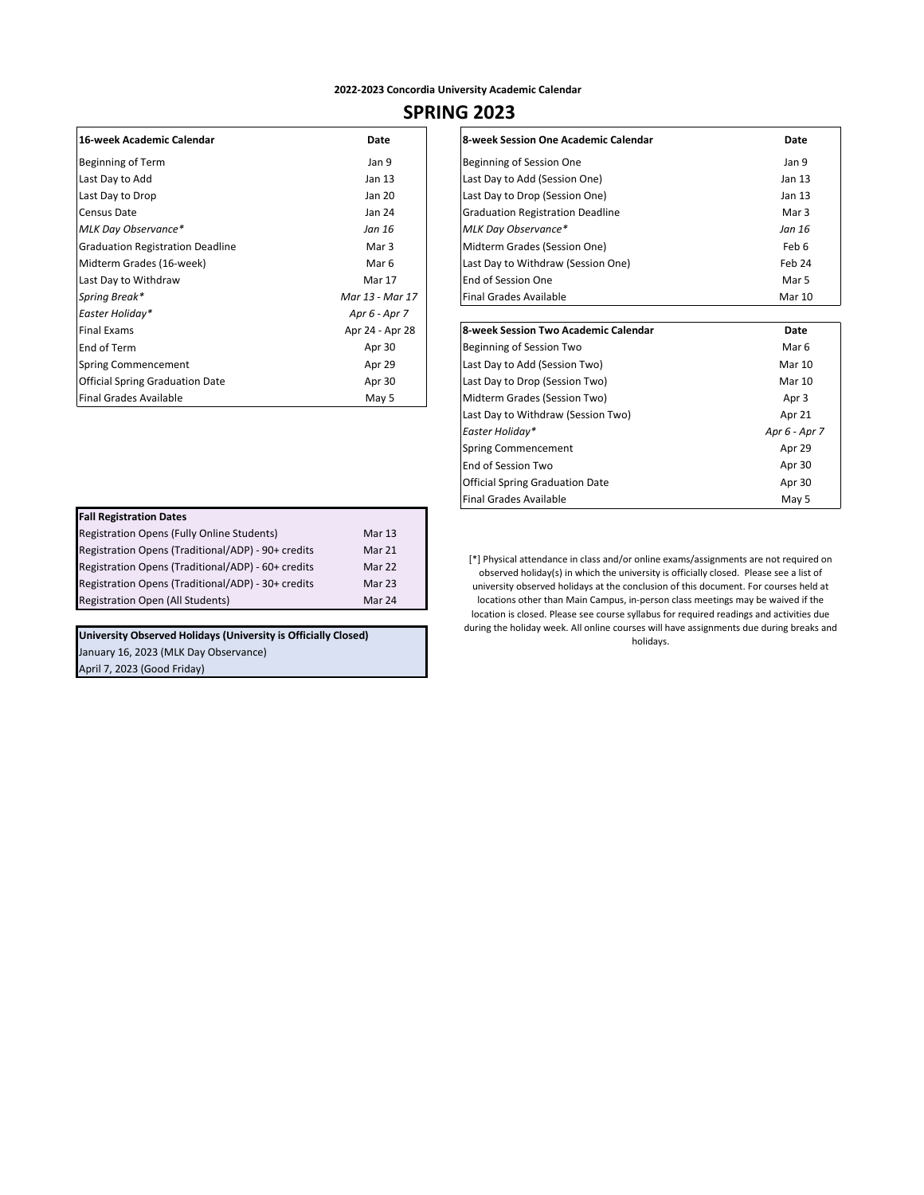**2022-2023 Concordia University Academic Calendar**

# SPRING 2023

| 16-week Academic Calendar | Date |
| --- | --- |
| Beginning of Term | Jan 9 |
| Last Day to Add | Jan 13 |
| Last Day to Drop | Jan 20 |
| Census Date | Jan 24 |
| *MLK Day Observance** | *Jan 16* |
| Graduation Registration Deadline | Mar 3 |
| Midterm Grades (16-week) | Mar 6 |
| Last Day to Withdraw | Mar 17 |
| *Spring Break** | *Mar 13 - Mar 17* |
| *Easter Holiday** | *Apr 6 - Apr 7* |
| Final Exams | Apr 24 - Apr 28 |
| End of Term | Apr 30 |
| Spring Commencement | Apr 29 |
| Official Spring Graduation Date | Apr 30 |
| Final Grades Available | May 5 |

| 8-week Session One Academic Calendar | Date |
| --- | --- |
| Beginning of Session One | Jan 9 |
| Last Day to Add (Session One) | Jan 13 |
| Last Day to Drop (Session One) | Jan 13 |
| Graduation Registration Deadline | Mar 3 |
| *MLK Day Observance** | *Jan 16* |
| Midterm Grades (Session One) | Feb 6 |
| Last Day to Withdraw (Session One) | Feb 24 |
| End of Session One | Mar 5 |
| Final Grades Available | Mar 10 |

| 8-week Session Two Academic Calendar | Date |
| --- | --- |
| Beginning of Session Two | Mar 6 |
| Last Day to Add (Session Two) | Mar 10 |
| Last Day to Drop (Session Two) | Mar 10 |
| Midterm Grades (Session Two) | Apr 3 |
| Last Day to Withdraw (Session Two) | Apr 21 |
| *Easter Holiday** | *Apr 6 - Apr 7* |
| Spring Commencement | Apr 29 |
| End of Session Two | Apr 30 |
| Official Spring Graduation Date | Apr 30 |
| Final Grades Available | May 5 |

| Fall Registration Dates | |
| --- | --- |
| Registration Opens (Fully Online Students) | Mar 13 |
| Registration Opens (Traditional/ADP) - 90+ credits | Mar 21 |
| Registration Opens (Traditional/ADP) - 60+ credits | Mar 22 |
| Registration Opens (Traditional/ADP) - 30+ credits | Mar 23 |
| Registration Open (All Students) | Mar 24 |

| University Observed Holidays (University is Officially Closed) |
| --- |
| January 16, 2023 (MLK Day Observance) |
| April 7, 2023 (Good Friday) |

[*] Physical attendance in class and/or online exams/assignments are not required on observed holiday(s) in which the university is officially closed. Please see a list of university observed holidays at the conclusion of this document. For courses held at locations other than Main Campus, in-person class meetings may be waived if the location is closed. Please see course syllabus for required readings and activities due during the holiday week. All online courses will have assignments due during breaks and holidays.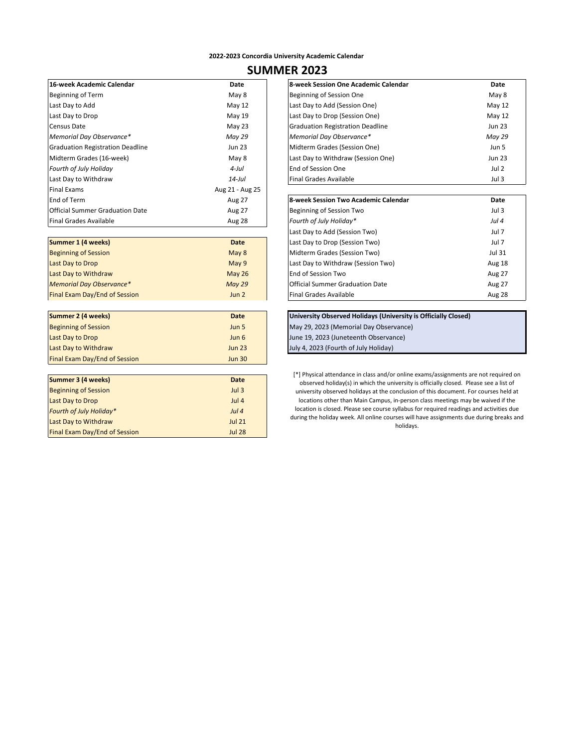2022-2023 Concordia University Academic Calendar

# SUMMER 2023

| 16-week Academic Calendar | Date |
|---|---|
| Beginning of Term | May 8 |
| Last Day to Add | May 12 |
| Last Day to Drop | May 19 |
| Census Date | May 23 |
| *Memorial Day Observance** | *May 29* |
| Graduation Registration Deadline | Jun 23 |
| Midterm Grades (16-week) | May 8 |
| *Fourth of July Holiday* | *4-Jul* |
| Last Day to Withdraw | *14-Jul* |
| Final Exams | Aug 21 - Aug 25 |
| End of Term | Aug 27 |
| Official Summer Graduation Date | Aug 27 |
| Final Grades Available | Aug 28 |

| Summer 1 (4 weeks) | Date |
|---|---|
| Beginning of Session | May 8 |
| Last Day to Drop | May 9 |
| Last Day to Withdraw | May 26 |
| *Memorial Day Observance** | *May 29* |
| Final Exam Day/End of Session | Jun 2 |

| Summer 2 (4 weeks) | Date |
|---|---|
| Beginning of Session | Jun 5 |
| Last Day to Drop | Jun 6 |
| Last Day to Withdraw | Jun 23 |
| Final Exam Day/End of Session | Jun 30 |

| Summer 3 (4 weeks) | Date |
|---|---|
| Beginning of Session | Jul 3 |
| Last Day to Drop | Jul 4 |
| *Fourth of July Holiday** | *Jul 4* |
| Last Day to Withdraw | Jul 21 |
| Final Exam Day/End of Session | Jul 28 |

| 8-week Session One Academic Calendar | Date |
|---|---|
| Beginning of Session One | May 8 |
| Last Day to Add (Session One) | May 12 |
| Last Day to Drop (Session One) | May 12 |
| Graduation Registration Deadline | Jun 23 |
| *Memorial Day Observance** | *May 29* |
| Midterm Grades (Session One) | Jun 5 |
| Last Day to Withdraw (Session One) | Jun 23 |
| End of Session One | Jul 2 |
| Final Grades Available | Jul 3 |

| 8-week Session Two Academic Calendar | Date |
|---|---|
| Beginning of Session Two | Jul 3 |
| *Fourth of July Holiday** | *Jul 4* |
| Last Day to Add (Session Two) | Jul 7 |
| Last Day to Drop (Session Two) | Jul 7 |
| Midterm Grades (Session Two) | Jul 31 |
| Last Day to Withdraw (Session Two) | Aug 18 |
| End of Session Two | Aug 27 |
| Official Summer Graduation Date | Aug 27 |
| Final Grades Available | Aug 28 |

| University Observed Holidays (University is Officially Closed) |
|---|
| May 29, 2023 (Memorial Day Observance) |
| June 19, 2023 (Juneteenth Observance) |
| July 4, 2023 (Fourth of July Holiday) |

[*] Physical attendance in class and/or online exams/assignments are not required on observed holiday(s) in which the university is officially closed. Please see a list of university observed holidays at the conclusion of this document. For courses held at locations other than Main Campus, in-person class meetings may be waived if the location is closed. Please see course syllabus for required readings and activities due during the holiday week. All online courses will have assignments due during breaks and holidays.